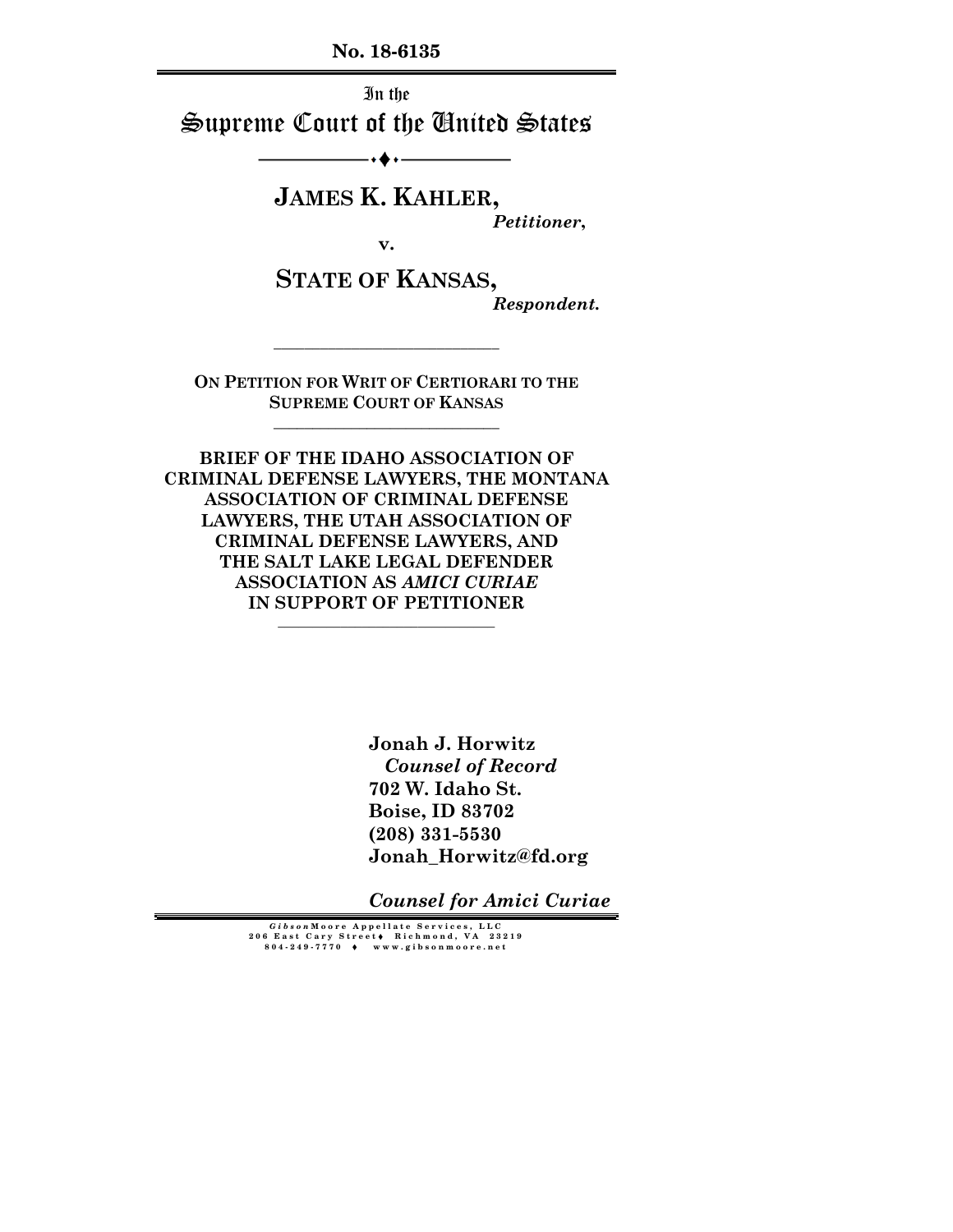**No. 18-6135**

In the

# Supreme Court of the United States

**JAMES K. KAHLER,**

*Petitioner*,

v.

**STATE OF KANSAS,**

*Respondent.*

**ON PETITION FOR WRIT OF CERTIORARI TO THE SUPREME COURT OF KANSAS**

**BRIEF OF THE IDAHO ASSOCIATION OF CRIMINAL DEFENSE LAWYERS, THE MONTANA ASSOCIATION OF CRIMINAL DEFENSE LAWYERS, THE UTAH ASSOCIATION OF CRIMINAL DEFENSE LAWYERS, AND THE SALT LAKE LEGAL DEFENDER ASSOCIATION AS *AMICI CURIAE* IN SUPPORT OF PETITIONER**

**Jonah J. Horwitz**
***Counsel of Record***
**702 W. Idaho St.**
**Boise, ID 83702**
**(208) 331-5530**
**Jonah_Horwitz@fd.org**

***Counsel for Amici Curiae***

*Gibson*Moore Appellate Services, LLC
206 East Cary Street ♦ Richmond, VA 23219
804-249-7770 ♦ www.gibsonmoore.net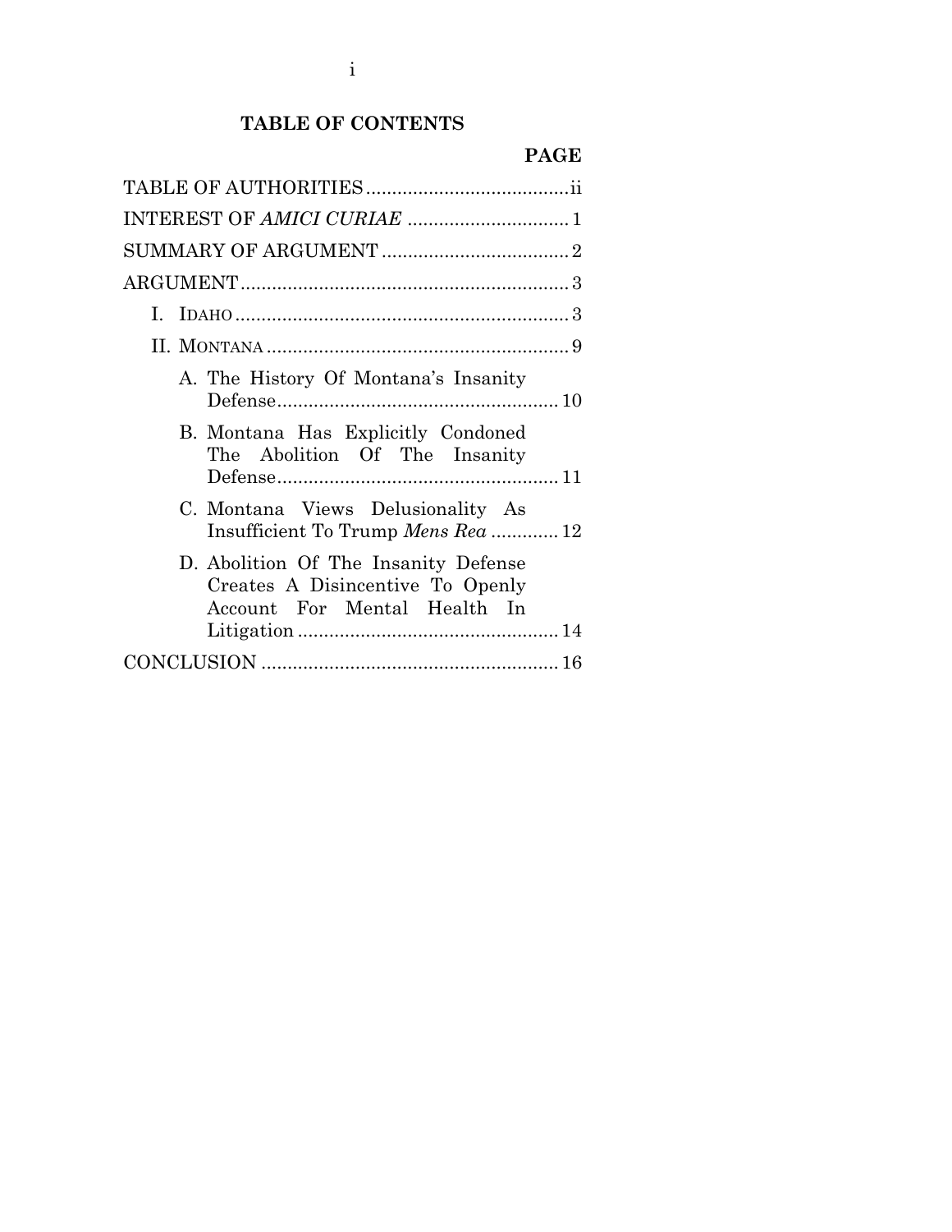# TABLE OF CONTENTS

| | PAGE |
|---|---|
| TABLE OF AUTHORITIES | ii |
| INTEREST OF *AMICI CURIAE* | 1 |
| SUMMARY OF ARGUMENT | 2 |
| ARGUMENT | 3 |
| I. IDAHO | 3 |
| II. MONTANA | 9 |
| A. The History Of Montana's Insanity Defense | 10 |
| B. Montana Has Explicitly Condoned The Abolition Of The Insanity Defense | 11 |
| C. Montana Views Delusionality As Insufficient To Trump *Mens Rea* | 12 |
| D. Abolition Of The Insanity Defense Creates A Disincentive To Openly Account For Mental Health In Litigation | 14 |
| CONCLUSION | 16 |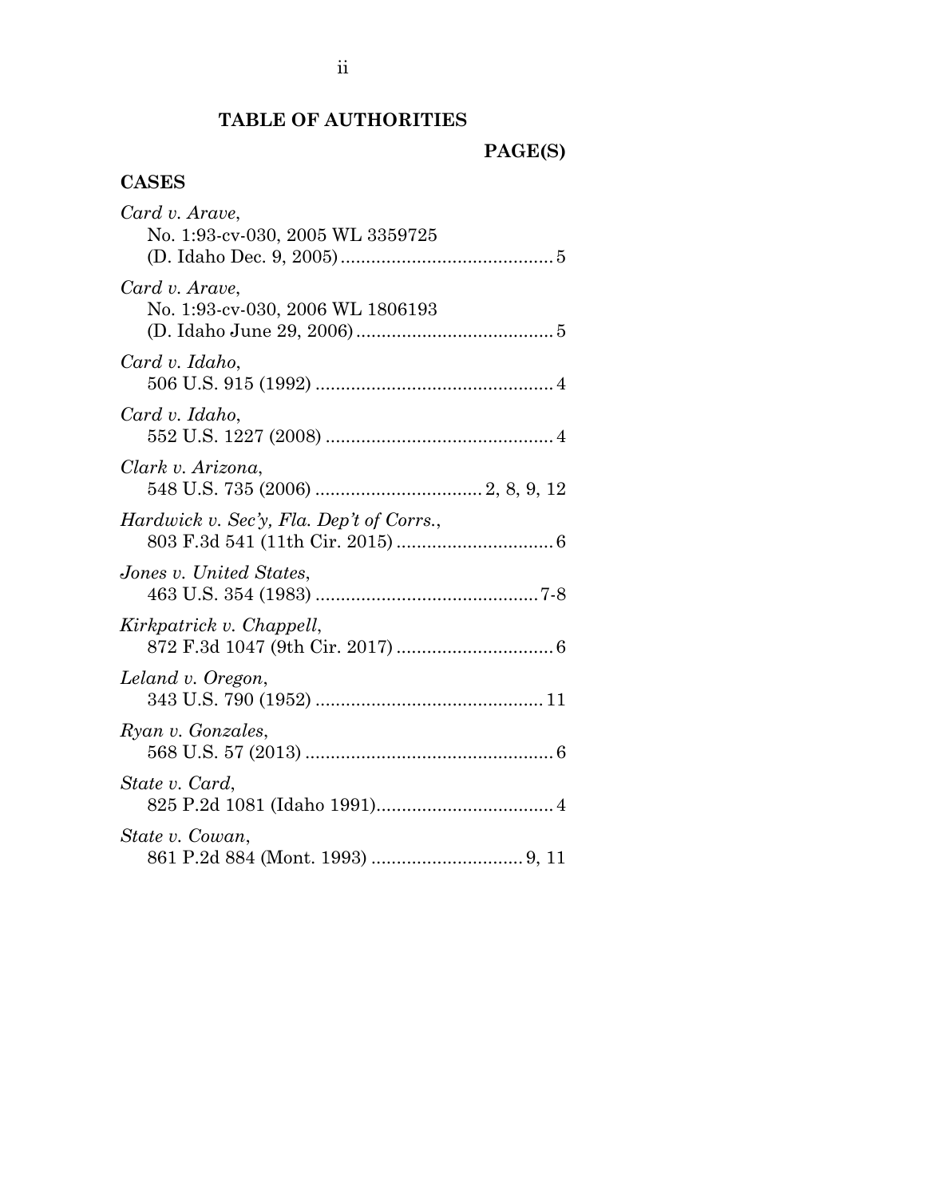## TABLE OF AUTHORITIES

**PAGE(S)**

### CASES

*Card v. Arave*,
No. 1:93-cv-030, 2005 WL 3359725
(D. Idaho Dec. 9, 2005) .......................................... 5

*Card v. Arave*,
No. 1:93-cv-030, 2006 WL 1806193
(D. Idaho June 29, 2006) ....................................... 5

*Card v. Idaho*,
506 U.S. 915 (1992) ............................................... 4

*Card v. Idaho*,
552 U.S. 1227 (2008) ............................................. 4

*Clark v. Arizona*,
548 U.S. 735 (2006) ................................. 2, 8, 9, 12

*Hardwick v. Sec'y, Fla. Dep't of Corrs.*,
803 F.3d 541 (11th Cir. 2015) ............................... 6

*Jones v. United States*,
463 U.S. 354 (1983) ............................................ 7-8

*Kirkpatrick v. Chappell*,
872 F.3d 1047 (9th Cir. 2017) ............................... 6

*Leland v. Oregon*,
343 U.S. 790 (1952) ............................................. 11

*Ryan v. Gonzales*,
568 U.S. 57 (2013) ................................................. 6

*State v. Card*,
825 P.2d 1081 (Idaho 1991) ................................... 4

*State v. Cowan*,
861 P.2d 884 (Mont. 1993) ............................. 9, 11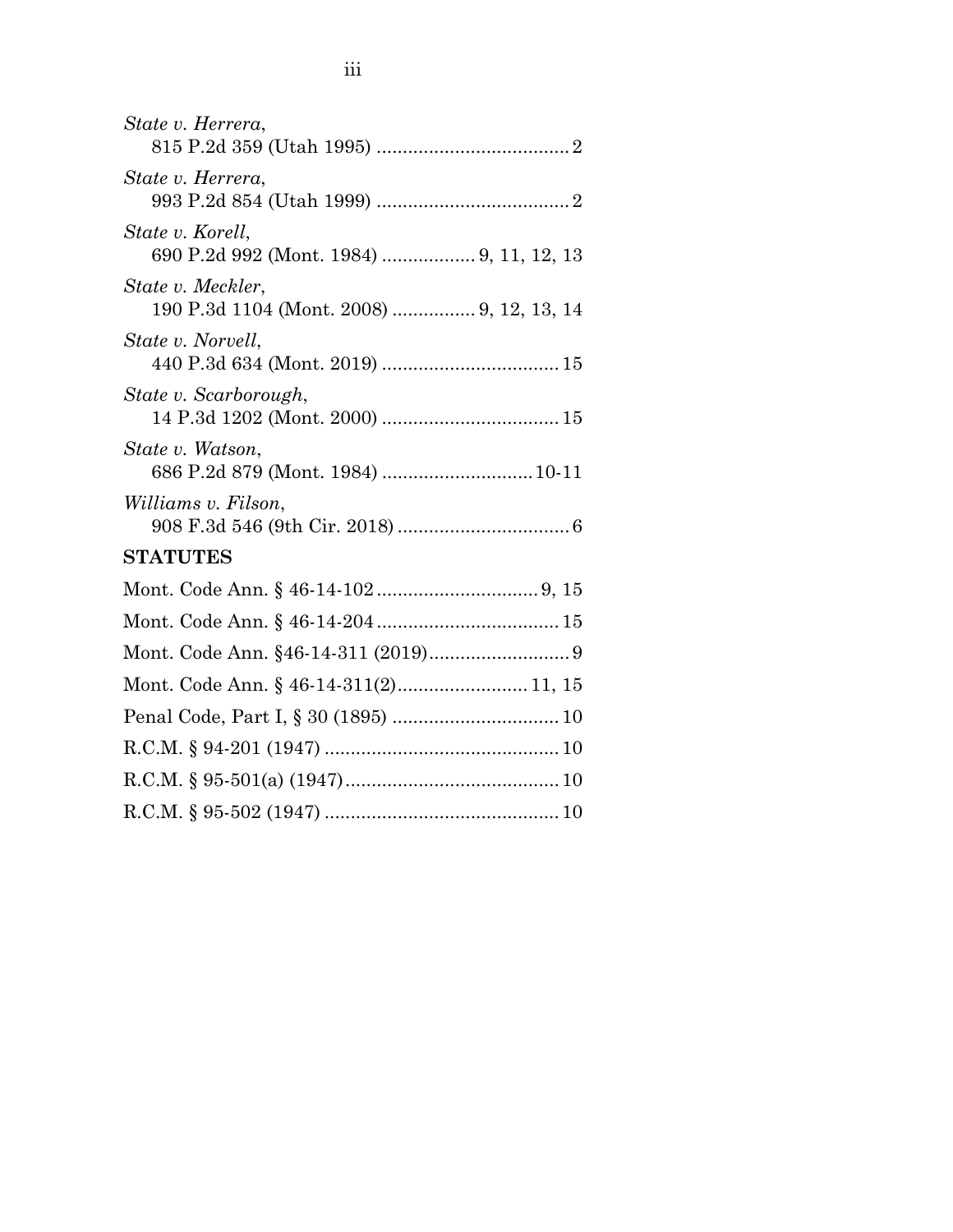*State v. Herrera*,
815 P.2d 359 (Utah 1995) .................................... 2

*State v. Herrera*,
993 P.2d 854 (Utah 1999) .................................... 2

*State v. Korell*,
690 P.2d 992 (Mont. 1984) ................. 9, 11, 12, 13

*State v. Meckler*,
190 P.3d 1104 (Mont. 2008) ............... 9, 12, 13, 14

*State v. Norvell*,
440 P.3d 634 (Mont. 2019) ................................. 15

*State v. Scarborough*,
14 P.3d 1202 (Mont. 2000) ................................. 15

*State v. Watson*,
686 P.2d 879 (Mont. 1984) ............................ 10-11

*Williams v. Filson*,
908 F.3d 546 (9th Cir. 2018) ................................ 6

**STATUTES**

Mont. Code Ann. § 46-14-102 .............................. 9, 15

Mont. Code Ann. § 46-14-204 .................................. 15

Mont. Code Ann. §46-14-311 (2019).......................... 9

Mont. Code Ann. § 46-14-311(2)........................ 11, 15

Penal Code, Part I, § 30 (1895) ............................... 10

R.C.M. § 94-201 (1947) ............................................ 10

R.C.M. § 95-501(a) (1947)........................................ 10

R.C.M. § 95-502 (1947) ............................................ 10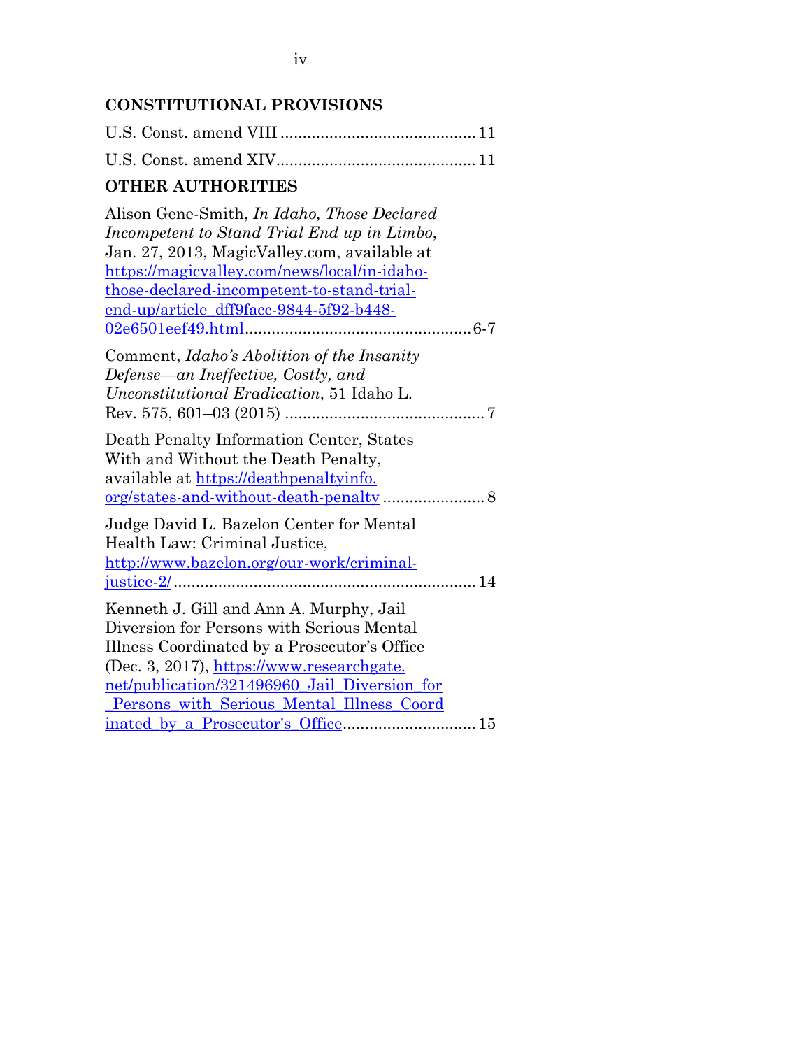**CONSTITUTIONAL PROVISIONS**

U.S. Const. amend VIII ........................................... 11

U.S. Const. amend XIV........................................... 11

**OTHER AUTHORITIES**

Alison Gene-Smith, *In Idaho, Those Declared Incompetent to Stand Trial End up in Limbo*, Jan. 27, 2013, MagicValley.com, available at https://magicvalley.com/news/local/in-idaho-those-declared-incompetent-to-stand-trial-end-up/article_dff9facc-9844-5f92-b448-02e6501eef49.html................................................... 6-7

Comment, *Idaho's Abolition of the Insanity Defense—an Ineffective, Costly, and Unconstitutional Eradication*, 51 Idaho L. Rev. 575, 601–03 (2015) ............................................ 7

Death Penalty Information Center, States With and Without the Death Penalty, available at https://deathpenaltyinfo.org/states-and-without-death-penalty ...................... 8

Judge David L. Bazelon Center for Mental Health Law: Criminal Justice, http://www.bazelon.org/our-work/criminal-justice-2/................................................................... 14

Kenneth J. Gill and Ann A. Murphy, Jail Diversion for Persons with Serious Mental Illness Coordinated by a Prosecutor's Office (Dec. 3, 2017), https://www.researchgate.net/publication/321496960_Jail_Diversion_for_Persons_with_Serious_Mental_Illness_Coordinated_by_a_Prosecutor's_Office............................. 15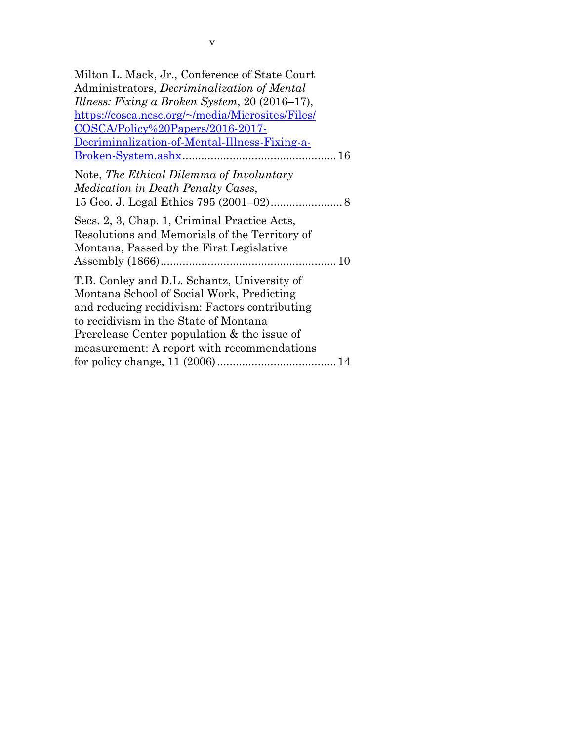Milton L. Mack, Jr., Conference of State Court Administrators, *Decriminalization of Mental Illness: Fixing a Broken System*, 20 (2016–17), https://cosca.ncsc.org/~/media/Microsites/Files/COSCA/Policy%20Papers/2016-2017-Decriminalization-of-Mental-Illness-Fixing-a-Broken-System.ashx................................................ 16

Note, *The Ethical Dilemma of Involuntary Medication in Death Penalty Cases*, 15 Geo. J. Legal Ethics 795 (2001–02)....................... 8

Secs. 2, 3, Chap. 1, Criminal Practice Acts, Resolutions and Memorials of the Territory of Montana, Passed by the First Legislative Assembly (1866)....................................................... 10

T.B. Conley and D.L. Schantz, University of Montana School of Social Work, Predicting and reducing recidivism: Factors contributing to recidivism in the State of Montana Prerelease Center population & the issue of measurement: A report with recommendations for policy change, 11 (2006)...................................... 14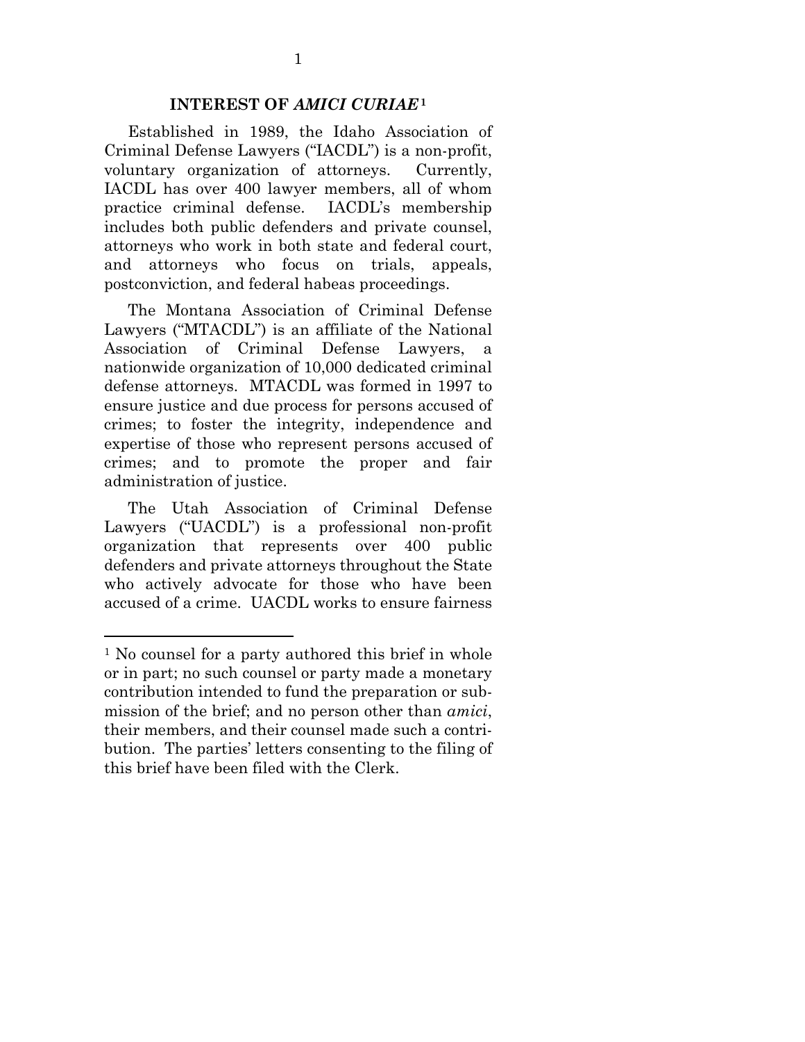## INTEREST OF *AMICI CURIAE*[1]

Established in 1989, the Idaho Association of Criminal Defense Lawyers ("IACDL") is a non-profit, voluntary organization of attorneys. Currently, IACDL has over 400 lawyer members, all of whom practice criminal defense. IACDL's membership includes both public defenders and private counsel, attorneys who work in both state and federal court, and attorneys who focus on trials, appeals, postconviction, and federal habeas proceedings.

The Montana Association of Criminal Defense Lawyers ("MTACDL") is an affiliate of the National Association of Criminal Defense Lawyers, a nationwide organization of 10,000 dedicated criminal defense attorneys. MTACDL was formed in 1997 to ensure justice and due process for persons accused of crimes; to foster the integrity, independence and expertise of those who represent persons accused of crimes; and to promote the proper and fair administration of justice.

The Utah Association of Criminal Defense Lawyers ("UACDL") is a professional non-profit organization that represents over 400 public defenders and private attorneys throughout the State who actively advocate for those who have been accused of a crime. UACDL works to ensure fairness

---

[1] No counsel for a party authored this brief in whole or in part; no such counsel or party made a monetary contribution intended to fund the preparation or submission of the brief; and no person other than *amici*, their members, and their counsel made such a contribution. The parties' letters consenting to the filing of this brief have been filed with the Clerk.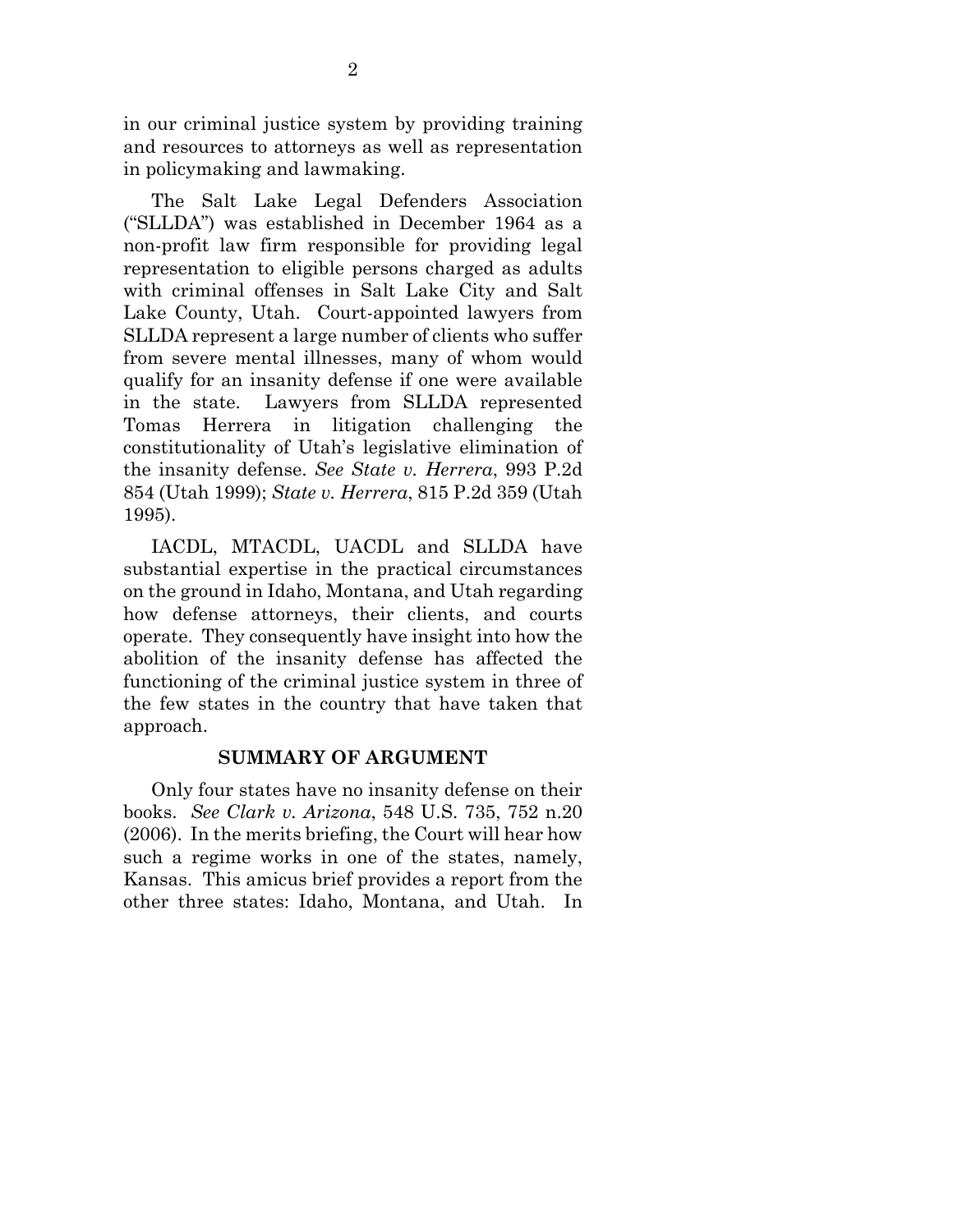in our criminal justice system by providing training and resources to attorneys as well as representation in policymaking and lawmaking.

The Salt Lake Legal Defenders Association ("SLLDA") was established in December 1964 as a non-profit law firm responsible for providing legal representation to eligible persons charged as adults with criminal offenses in Salt Lake City and Salt Lake County, Utah. Court-appointed lawyers from SLLDA represent a large number of clients who suffer from severe mental illnesses, many of whom would qualify for an insanity defense if one were available in the state. Lawyers from SLLDA represented Tomas Herrera in litigation challenging the constitutionality of Utah's legislative elimination of the insanity defense. *See State v. Herrera*, 993 P.2d 854 (Utah 1999); *State v. Herrera*, 815 P.2d 359 (Utah 1995).

IACDL, MTACDL, UACDL and SLLDA have substantial expertise in the practical circumstances on the ground in Idaho, Montana, and Utah regarding how defense attorneys, their clients, and courts operate. They consequently have insight into how the abolition of the insanity defense has affected the functioning of the criminal justice system in three of the few states in the country that have taken that approach.

## SUMMARY OF ARGUMENT

Only four states have no insanity defense on their books. *See Clark v. Arizona*, 548 U.S. 735, 752 n.20 (2006). In the merits briefing, the Court will hear how such a regime works in one of the states, namely, Kansas. This amicus brief provides a report from the other three states: Idaho, Montana, and Utah. In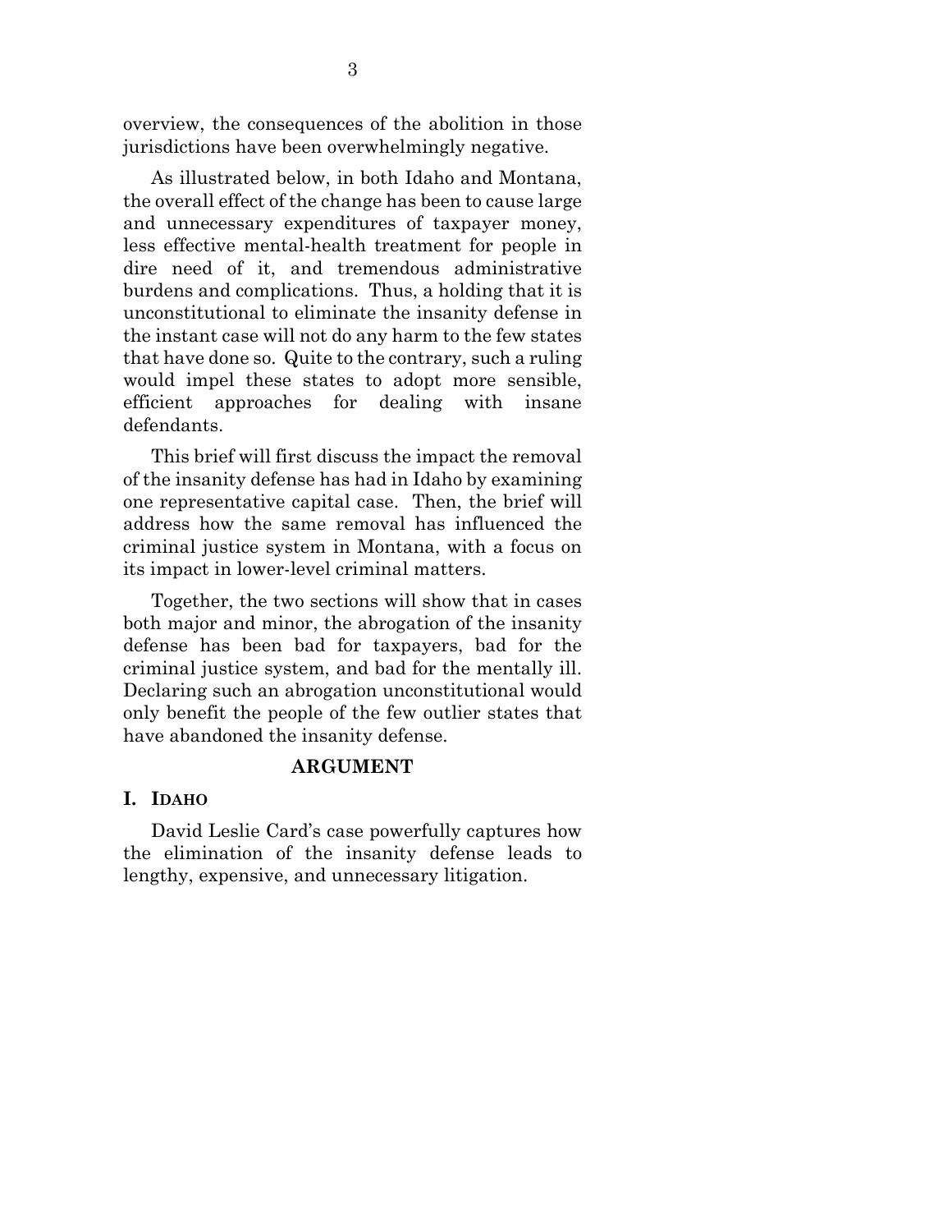overview, the consequences of the abolition in those jurisdictions have been overwhelmingly negative.

As illustrated below, in both Idaho and Montana, the overall effect of the change has been to cause large and unnecessary expenditures of taxpayer money, less effective mental-health treatment for people in dire need of it, and tremendous administrative burdens and complications. Thus, a holding that it is unconstitutional to eliminate the insanity defense in the instant case will not do any harm to the few states that have done so. Quite to the contrary, such a ruling would impel these states to adopt more sensible, efficient approaches for dealing with insane defendants.

This brief will first discuss the impact the removal of the insanity defense has had in Idaho by examining one representative capital case. Then, the brief will address how the same removal has influenced the criminal justice system in Montana, with a focus on its impact in lower-level criminal matters.

Together, the two sections will show that in cases both major and minor, the abrogation of the insanity defense has been bad for taxpayers, bad for the criminal justice system, and bad for the mentally ill. Declaring such an abrogation unconstitutional would only benefit the people of the few outlier states that have abandoned the insanity defense.

## ARGUMENT

### I. IDAHO

David Leslie Card's case powerfully captures how the elimination of the insanity defense leads to lengthy, expensive, and unnecessary litigation.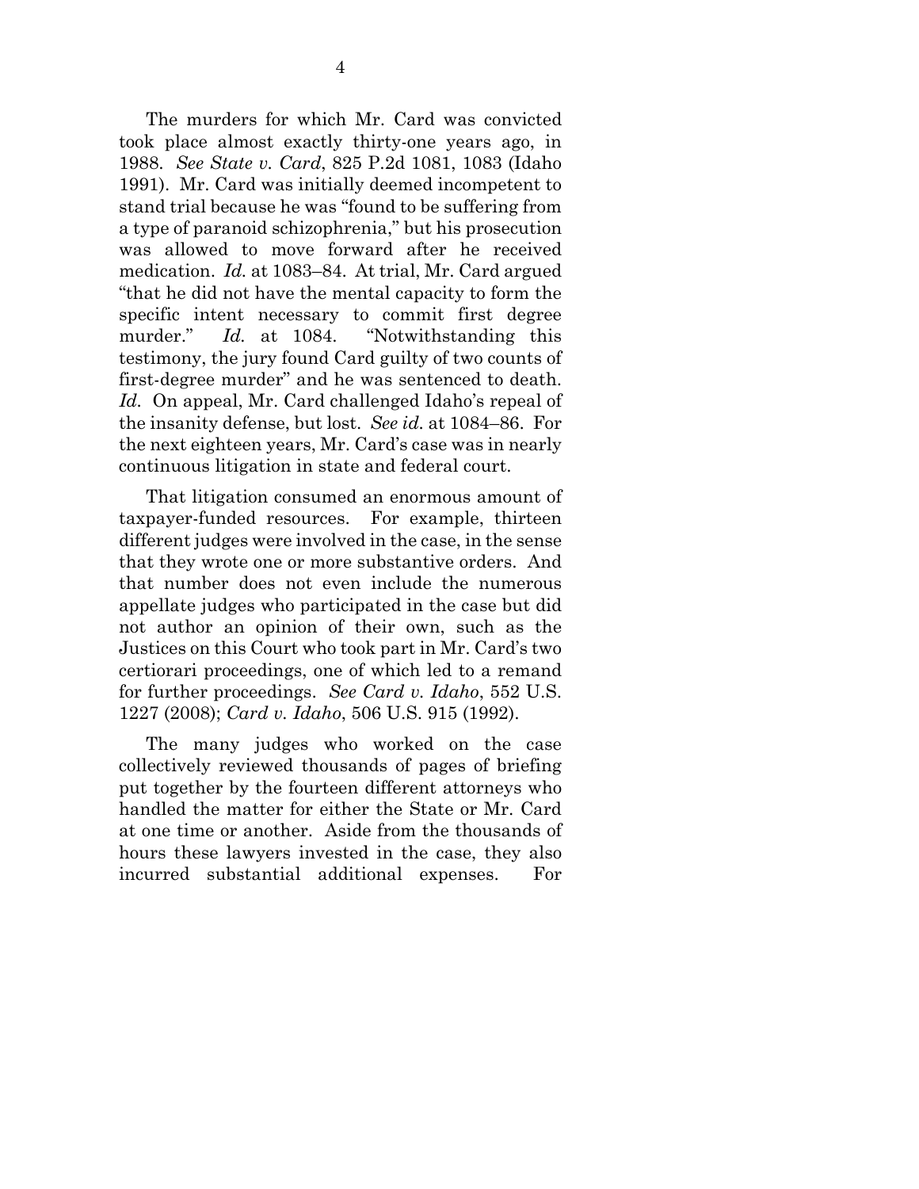The murders for which Mr. Card was convicted took place almost exactly thirty-one years ago, in 1988. *See State v. Card*, 825 P.2d 1081, 1083 (Idaho 1991). Mr. Card was initially deemed incompetent to stand trial because he was "found to be suffering from a type of paranoid schizophrenia," but his prosecution was allowed to move forward after he received medication. *Id.* at 1083–84. At trial, Mr. Card argued "that he did not have the mental capacity to form the specific intent necessary to commit first degree murder." *Id.* at 1084. "Notwithstanding this testimony, the jury found Card guilty of two counts of first-degree murder" and he was sentenced to death. *Id.* On appeal, Mr. Card challenged Idaho's repeal of the insanity defense, but lost. *See id.* at 1084–86. For the next eighteen years, Mr. Card's case was in nearly continuous litigation in state and federal court.

That litigation consumed an enormous amount of taxpayer-funded resources. For example, thirteen different judges were involved in the case, in the sense that they wrote one or more substantive orders. And that number does not even include the numerous appellate judges who participated in the case but did not author an opinion of their own, such as the Justices on this Court who took part in Mr. Card's two certiorari proceedings, one of which led to a remand for further proceedings. *See Card v. Idaho*, 552 U.S. 1227 (2008); *Card v. Idaho*, 506 U.S. 915 (1992).

The many judges who worked on the case collectively reviewed thousands of pages of briefing put together by the fourteen different attorneys who handled the matter for either the State or Mr. Card at one time or another. Aside from the thousands of hours these lawyers invested in the case, they also incurred substantial additional expenses. For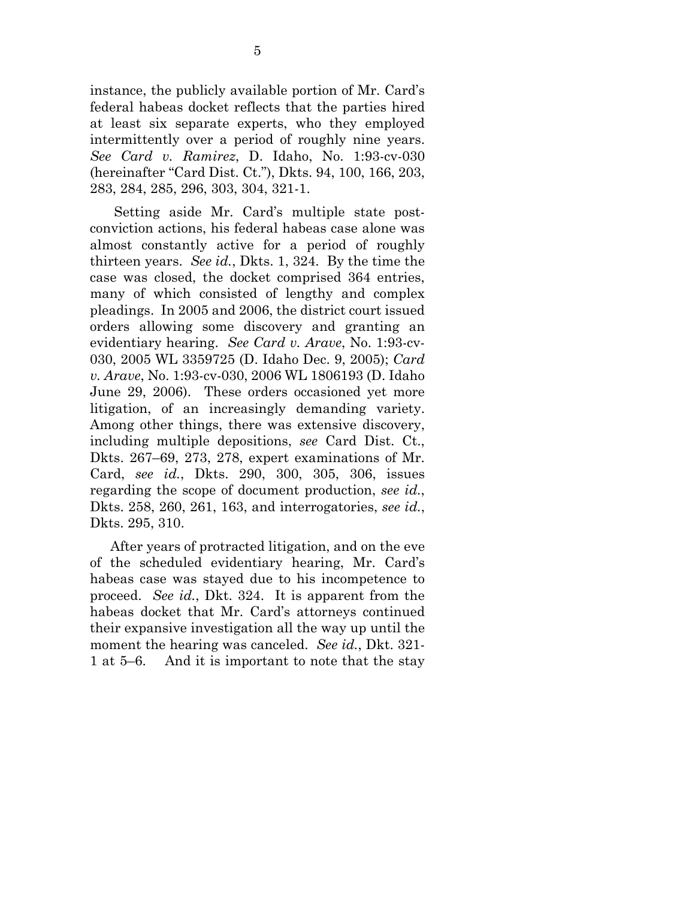instance, the publicly available portion of Mr. Card's federal habeas docket reflects that the parties hired at least six separate experts, who they employed intermittently over a period of roughly nine years. *See Card v. Ramirez*, D. Idaho, No. 1:93-cv-030 (hereinafter "Card Dist. Ct."), Dkts. 94, 100, 166, 203, 283, 284, 285, 296, 303, 304, 321-1.

Setting aside Mr. Card's multiple state post-conviction actions, his federal habeas case alone was almost constantly active for a period of roughly thirteen years. *See id.*, Dkts. 1, 324. By the time the case was closed, the docket comprised 364 entries, many of which consisted of lengthy and complex pleadings. In 2005 and 2006, the district court issued orders allowing some discovery and granting an evidentiary hearing. *See Card v. Arave*, No. 1:93-cv-030, 2005 WL 3359725 (D. Idaho Dec. 9, 2005); *Card v. Arave*, No. 1:93-cv-030, 2006 WL 1806193 (D. Idaho June 29, 2006). These orders occasioned yet more litigation, of an increasingly demanding variety. Among other things, there was extensive discovery, including multiple depositions, *see* Card Dist. Ct., Dkts. 267–69, 273, 278, expert examinations of Mr. Card, *see id.*, Dkts. 290, 300, 305, 306, issues regarding the scope of document production, *see id.*, Dkts. 258, 260, 261, 163, and interrogatories, *see id.*, Dkts. 295, 310.

After years of protracted litigation, and on the eve of the scheduled evidentiary hearing, Mr. Card's habeas case was stayed due to his incompetence to proceed. *See id.*, Dkt. 324. It is apparent from the habeas docket that Mr. Card's attorneys continued their expansive investigation all the way up until the moment the hearing was canceled. *See id.*, Dkt. 321-1 at 5–6. And it is important to note that the stay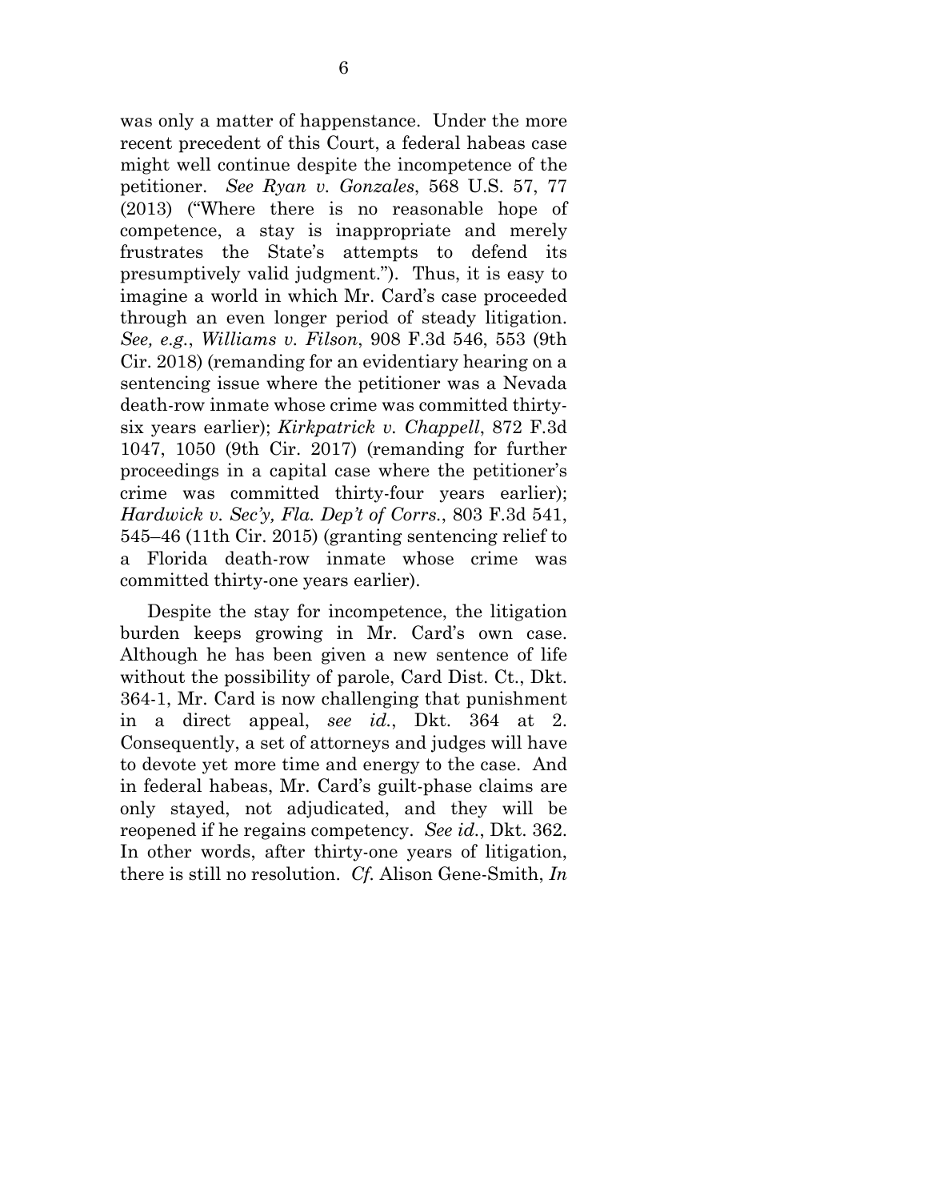was only a matter of happenstance. Under the more recent precedent of this Court, a federal habeas case might well continue despite the incompetence of the petitioner. *See Ryan v. Gonzales*, 568 U.S. 57, 77 (2013) ("Where there is no reasonable hope of competence, a stay is inappropriate and merely frustrates the State's attempts to defend its presumptively valid judgment."). Thus, it is easy to imagine a world in which Mr. Card's case proceeded through an even longer period of steady litigation. *See, e.g.*, *Williams v. Filson*, 908 F.3d 546, 553 (9th Cir. 2018) (remanding for an evidentiary hearing on a sentencing issue where the petitioner was a Nevada death-row inmate whose crime was committed thirty-six years earlier); *Kirkpatrick v. Chappell*, 872 F.3d 1047, 1050 (9th Cir. 2017) (remanding for further proceedings in a capital case where the petitioner's crime was committed thirty-four years earlier); *Hardwick v. Sec'y, Fla. Dep't of Corrs.*, 803 F.3d 541, 545–46 (11th Cir. 2015) (granting sentencing relief to a Florida death-row inmate whose crime was committed thirty-one years earlier).

Despite the stay for incompetence, the litigation burden keeps growing in Mr. Card's own case. Although he has been given a new sentence of life without the possibility of parole, Card Dist. Ct., Dkt. 364-1, Mr. Card is now challenging that punishment in a direct appeal, *see id.*, Dkt. 364 at 2. Consequently, a set of attorneys and judges will have to devote yet more time and energy to the case. And in federal habeas, Mr. Card's guilt-phase claims are only stayed, not adjudicated, and they will be reopened if he regains competency. *See id.*, Dkt. 362. In other words, after thirty-one years of litigation, there is still no resolution. *Cf.* Alison Gene-Smith, *In*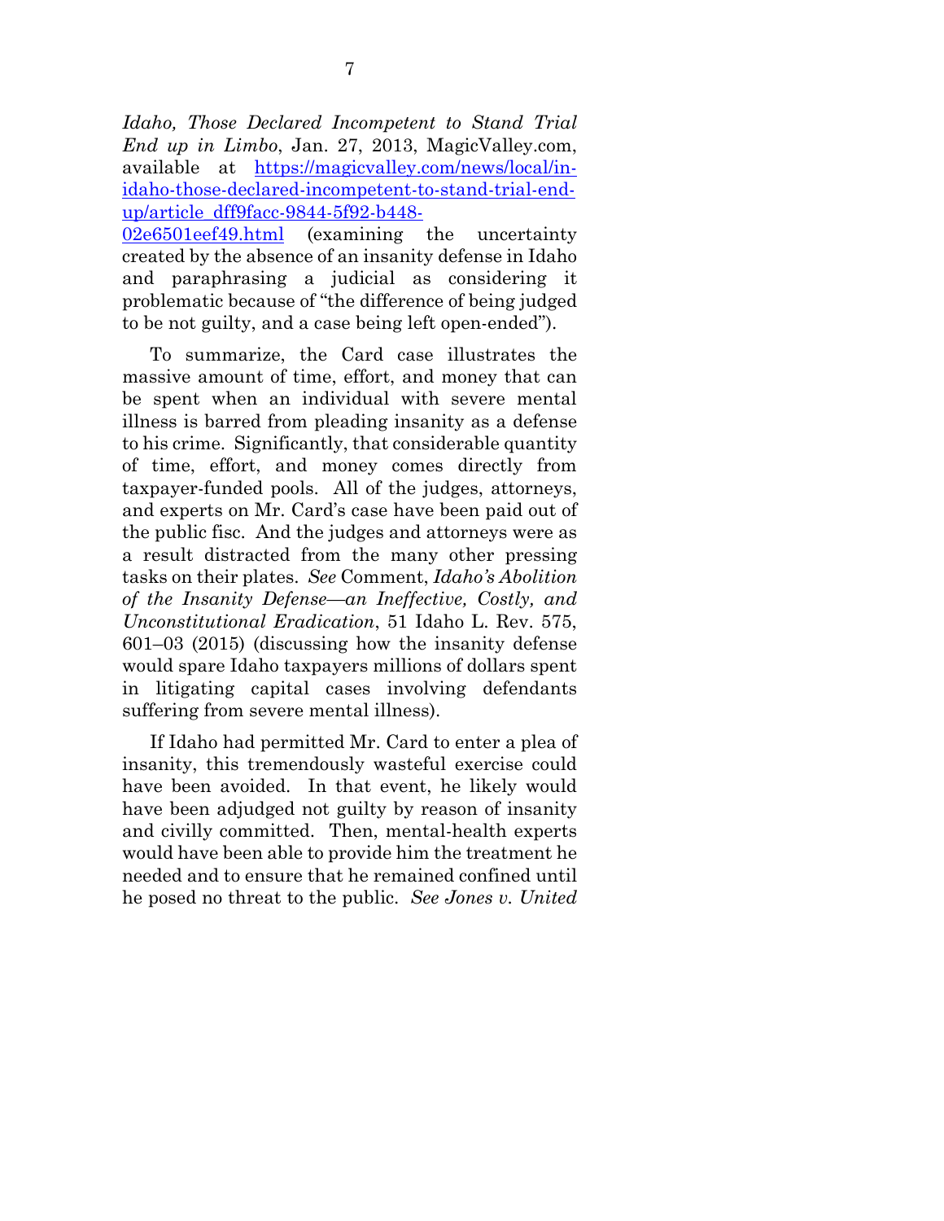*Idaho, Those Declared Incompetent to Stand Trial End up in Limbo*, Jan. 27, 2013, MagicValley.com, available at https://magicvalley.com/news/local/in-idaho-those-declared-incompetent-to-stand-trial-end-up/article_dff9facc-9844-5f92-b448-02e6501eef49.html (examining the uncertainty created by the absence of an insanity defense in Idaho and paraphrasing a judicial as considering it problematic because of "the difference of being judged to be not guilty, and a case being left open-ended").

To summarize, the Card case illustrates the massive amount of time, effort, and money that can be spent when an individual with severe mental illness is barred from pleading insanity as a defense to his crime. Significantly, that considerable quantity of time, effort, and money comes directly from taxpayer-funded pools. All of the judges, attorneys, and experts on Mr. Card's case have been paid out of the public fisc. And the judges and attorneys were as a result distracted from the many other pressing tasks on their plates. *See* Comment, *Idaho's Abolition of the Insanity Defense—an Ineffective, Costly, and Unconstitutional Eradication*, 51 Idaho L. Rev. 575, 601–03 (2015) (discussing how the insanity defense would spare Idaho taxpayers millions of dollars spent in litigating capital cases involving defendants suffering from severe mental illness).

If Idaho had permitted Mr. Card to enter a plea of insanity, this tremendously wasteful exercise could have been avoided. In that event, he likely would have been adjudged not guilty by reason of insanity and civilly committed. Then, mental-health experts would have been able to provide him the treatment he needed and to ensure that he remained confined until he posed no threat to the public. *See Jones v. United*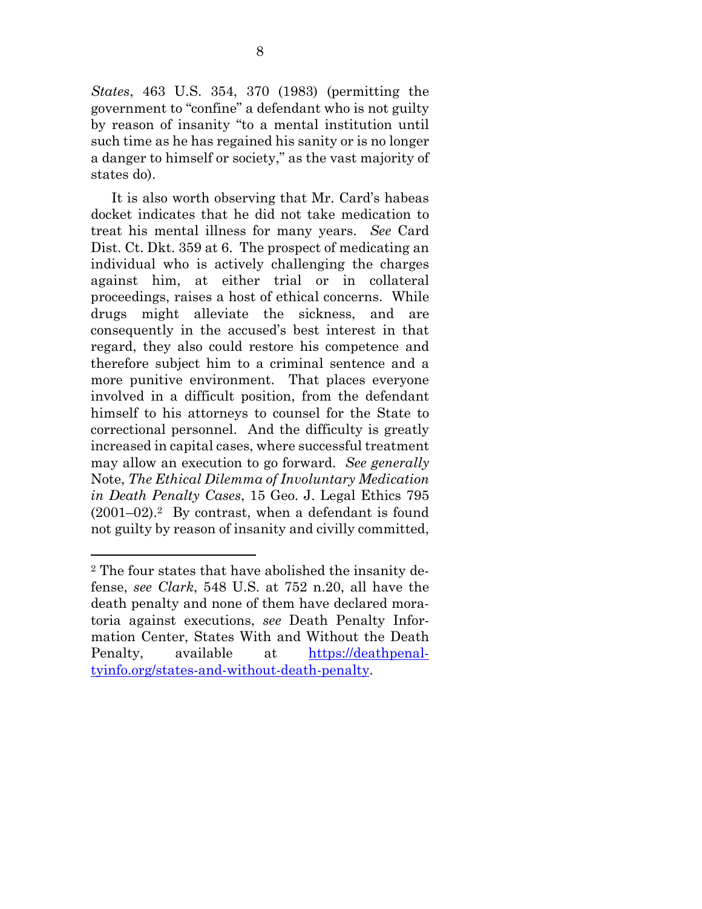*States*, 463 U.S. 354, 370 (1983) (permitting the government to "confine" a defendant who is not guilty by reason of insanity "to a mental institution until such time as he has regained his sanity or is no longer a danger to himself or society," as the vast majority of states do).

It is also worth observing that Mr. Card's habeas docket indicates that he did not take medication to treat his mental illness for many years. *See* Card Dist. Ct. Dkt. 359 at 6. The prospect of medicating an individual who is actively challenging the charges against him, at either trial or in collateral proceedings, raises a host of ethical concerns. While drugs might alleviate the sickness, and are consequently in the accused's best interest in that regard, they also could restore his competence and therefore subject him to a criminal sentence and a more punitive environment. That places everyone involved in a difficult position, from the defendant himself to his attorneys to counsel for the State to correctional personnel. And the difficulty is greatly increased in capital cases, where successful treatment may allow an execution to go forward. *See generally* Note, *The Ethical Dilemma of Involuntary Medication in Death Penalty Cases*, 15 Geo. J. Legal Ethics 795 (2001–02).[2] By contrast, when a defendant is found not guilty by reason of insanity and civilly committed,

---

[2] The four states that have abolished the insanity defense, *see Clark*, 548 U.S. at 752 n.20, all have the death penalty and none of them have declared moratoria against executions, *see* Death Penalty Information Center, States With and Without the Death Penalty, available at https://deathpenaltyinfo.org/states-and-without-death-penalty.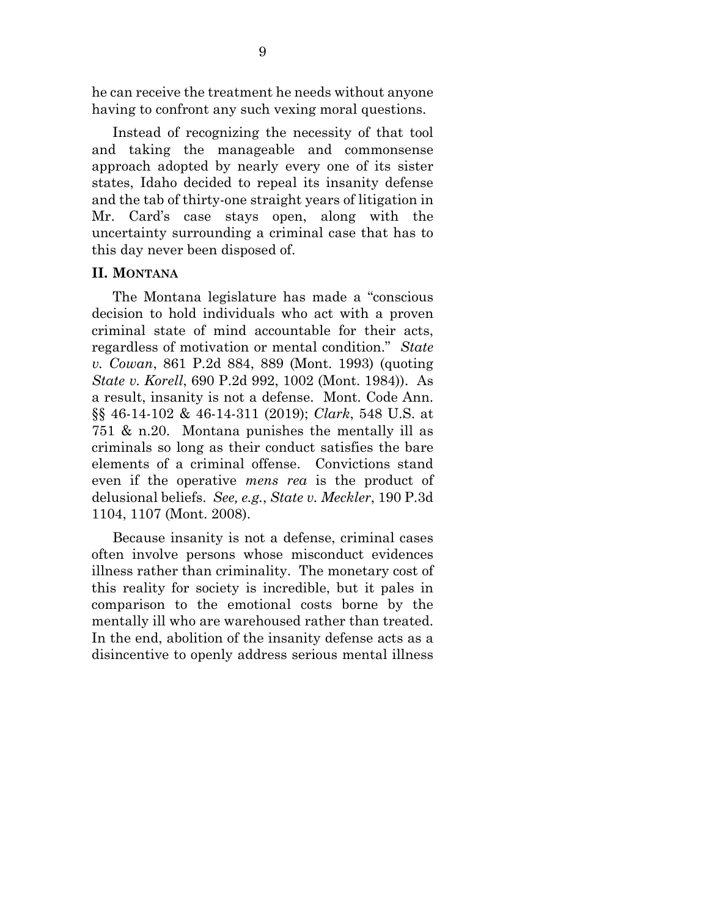he can receive the treatment he needs without anyone having to confront any such vexing moral questions.

Instead of recognizing the necessity of that tool and taking the manageable and commonsense approach adopted by nearly every one of its sister states, Idaho decided to repeal its insanity defense and the tab of thirty-one straight years of litigation in Mr. Card's case stays open, along with the uncertainty surrounding a criminal case that has to this day never been disposed of.

## II. MONTANA

The Montana legislature has made a "conscious decision to hold individuals who act with a proven criminal state of mind accountable for their acts, regardless of motivation or mental condition." *State v. Cowan*, 861 P.2d 884, 889 (Mont. 1993) (quoting *State v. Korell*, 690 P.2d 992, 1002 (Mont. 1984)). As a result, insanity is not a defense. Mont. Code Ann. §§ 46-14-102 & 46-14-311 (2019); *Clark*, 548 U.S. at 751 & n.20. Montana punishes the mentally ill as criminals so long as their conduct satisfies the bare elements of a criminal offense. Convictions stand even if the operative *mens rea* is the product of delusional beliefs. *See, e.g.*, *State v. Meckler*, 190 P.3d 1104, 1107 (Mont. 2008).

Because insanity is not a defense, criminal cases often involve persons whose misconduct evidences illness rather than criminality. The monetary cost of this reality for society is incredible, but it pales in comparison to the emotional costs borne by the mentally ill who are warehoused rather than treated. In the end, abolition of the insanity defense acts as a disincentive to openly address serious mental illness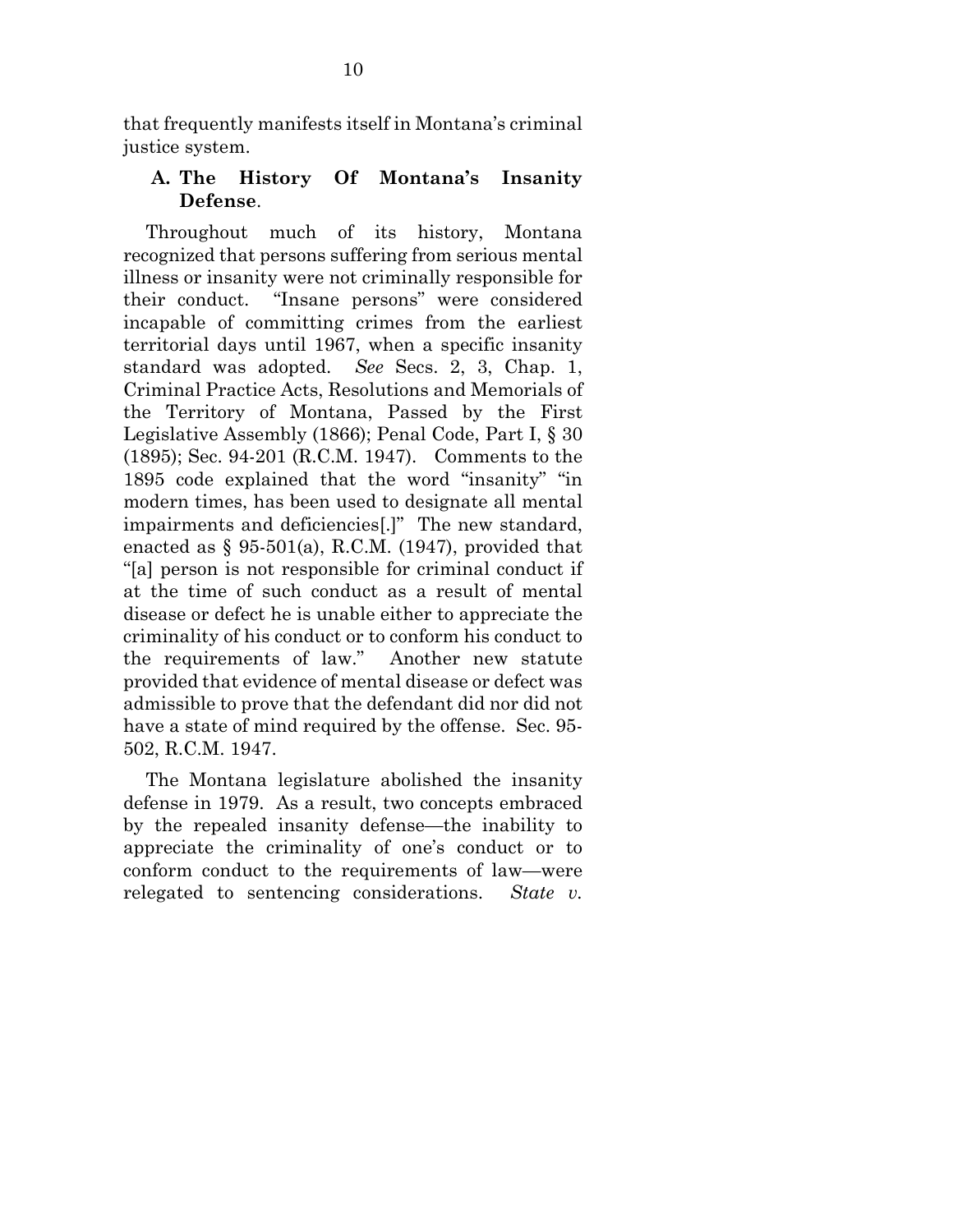that frequently manifests itself in Montana's criminal justice system.

### A. The History Of Montana's Insanity Defense.

Throughout much of its history, Montana recognized that persons suffering from serious mental illness or insanity were not criminally responsible for their conduct. "Insane persons" were considered incapable of committing crimes from the earliest territorial days until 1967, when a specific insanity standard was adopted. *See* Secs. 2, 3, Chap. 1, Criminal Practice Acts, Resolutions and Memorials of the Territory of Montana, Passed by the First Legislative Assembly (1866); Penal Code, Part I, § 30 (1895); Sec. 94-201 (R.C.M. 1947). Comments to the 1895 code explained that the word "insanity" "in modern times, has been used to designate all mental impairments and deficiencies[.]" The new standard, enacted as § 95-501(a), R.C.M. (1947), provided that "[a] person is not responsible for criminal conduct if at the time of such conduct as a result of mental disease or defect he is unable either to appreciate the criminality of his conduct or to conform his conduct to the requirements of law." Another new statute provided that evidence of mental disease or defect was admissible to prove that the defendant did nor did not have a state of mind required by the offense. Sec. 95-502, R.C.M. 1947.

The Montana legislature abolished the insanity defense in 1979. As a result, two concepts embraced by the repealed insanity defense—the inability to appreciate the criminality of one's conduct or to conform conduct to the requirements of law—were relegated to sentencing considerations. *State v.*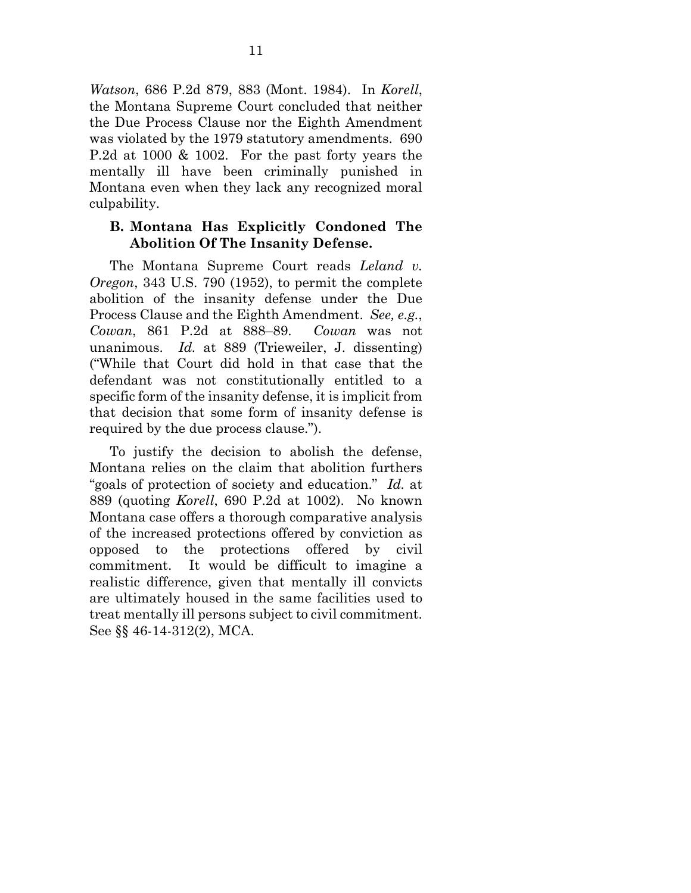*Watson*, 686 P.2d 879, 883 (Mont. 1984). In *Korell*, the Montana Supreme Court concluded that neither the Due Process Clause nor the Eighth Amendment was violated by the 1979 statutory amendments. 690 P.2d at 1000 & 1002. For the past forty years the mentally ill have been criminally punished in Montana even when they lack any recognized moral culpability.

### B. Montana Has Explicitly Condoned The Abolition Of The Insanity Defense.

The Montana Supreme Court reads *Leland v. Oregon*, 343 U.S. 790 (1952), to permit the complete abolition of the insanity defense under the Due Process Clause and the Eighth Amendment. *See, e.g.*, *Cowan*, 861 P.2d at 888–89. *Cowan* was not unanimous. *Id.* at 889 (Trieweiler, J. dissenting) ("While that Court did hold in that case that the defendant was not constitutionally entitled to a specific form of the insanity defense, it is implicit from that decision that some form of insanity defense is required by the due process clause.").

To justify the decision to abolish the defense, Montana relies on the claim that abolition furthers "goals of protection of society and education." *Id.* at 889 (quoting *Korell*, 690 P.2d at 1002). No known Montana case offers a thorough comparative analysis of the increased protections offered by conviction as opposed to the protections offered by civil commitment. It would be difficult to imagine a realistic difference, given that mentally ill convicts are ultimately housed in the same facilities used to treat mentally ill persons subject to civil commitment. See §§ 46-14-312(2), MCA.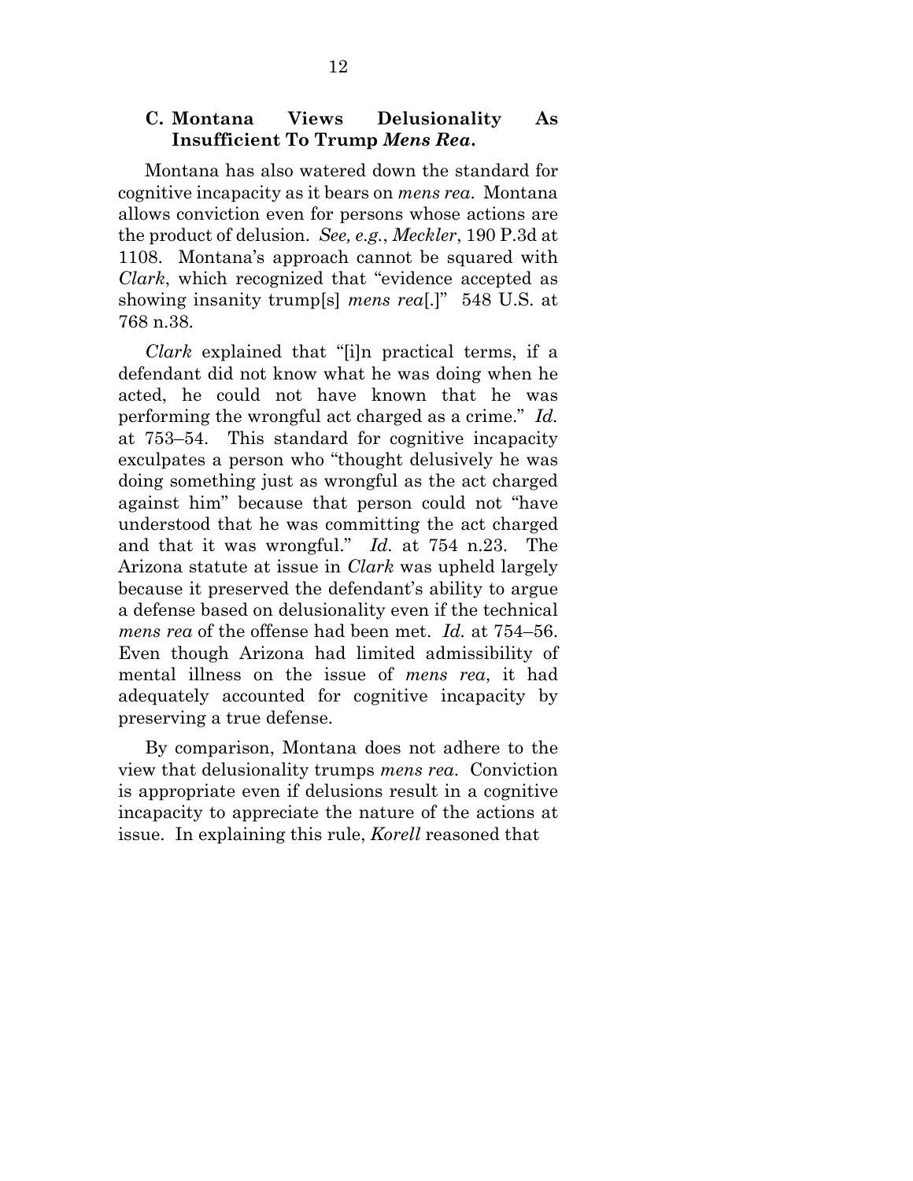### C. Montana Views Delusionality As Insufficient To Trump *Mens Rea*.

Montana has also watered down the standard for cognitive incapacity as it bears on *mens rea*. Montana allows conviction even for persons whose actions are the product of delusion. *See, e.g.*, *Meckler*, 190 P.3d at 1108. Montana's approach cannot be squared with *Clark*, which recognized that "evidence accepted as showing insanity trump[s] *mens rea*[.]" 548 U.S. at 768 n.38.

*Clark* explained that "[i]n practical terms, if a defendant did not know what he was doing when he acted, he could not have known that he was performing the wrongful act charged as a crime." *Id.* at 753–54. This standard for cognitive incapacity exculpates a person who "thought delusively he was doing something just as wrongful as the act charged against him" because that person could not "have understood that he was committing the act charged and that it was wrongful." *Id.* at 754 n.23. The Arizona statute at issue in *Clark* was upheld largely because it preserved the defendant's ability to argue a defense based on delusionality even if the technical *mens rea* of the offense had been met. *Id.* at 754–56. Even though Arizona had limited admissibility of mental illness on the issue of *mens rea*, it had adequately accounted for cognitive incapacity by preserving a true defense.

By comparison, Montana does not adhere to the view that delusionality trumps *mens rea*. Conviction is appropriate even if delusions result in a cognitive incapacity to appreciate the nature of the actions at issue. In explaining this rule, *Korell* reasoned that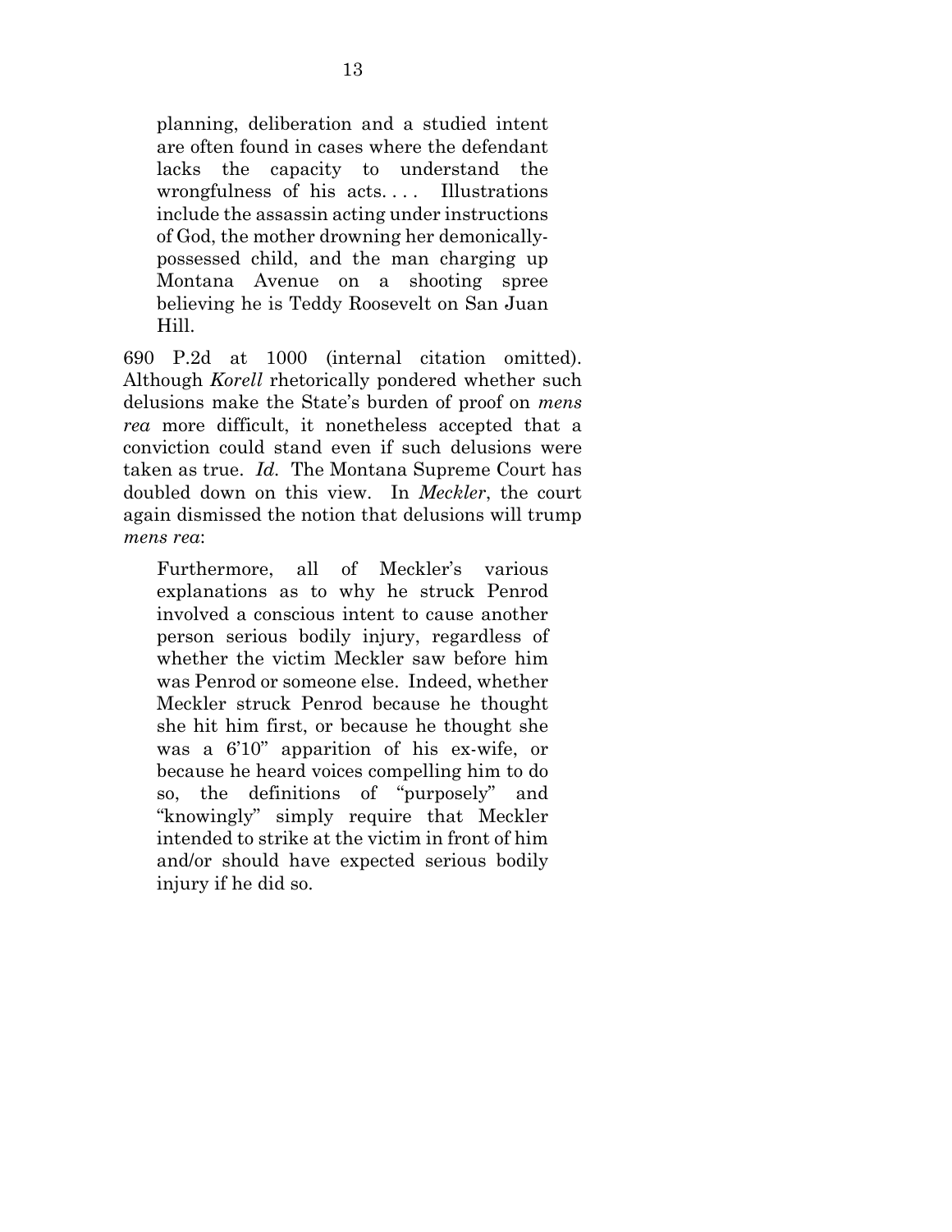> planning, deliberation and a studied intent are often found in cases where the defendant lacks the capacity to understand the wrongfulness of his acts. . . . Illustrations include the assassin acting under instructions of God, the mother drowning her demonically-possessed child, and the man charging up Montana Avenue on a shooting spree believing he is Teddy Roosevelt on San Juan Hill.

690 P.2d at 1000 (internal citation omitted). Although *Korell* rhetorically pondered whether such delusions make the State's burden of proof on *mens rea* more difficult, it nonetheless accepted that a conviction could stand even if such delusions were taken as true. *Id.* The Montana Supreme Court has doubled down on this view. In *Meckler*, the court again dismissed the notion that delusions will trump *mens rea*:

> Furthermore, all of Meckler's various explanations as to why he struck Penrod involved a conscious intent to cause another person serious bodily injury, regardless of whether the victim Meckler saw before him was Penrod or someone else. Indeed, whether Meckler struck Penrod because he thought she hit him first, or because he thought she was a 6'10" apparition of his ex-wife, or because he heard voices compelling him to do so, the definitions of "purposely" and "knowingly" simply require that Meckler intended to strike at the victim in front of him and/or should have expected serious bodily injury if he did so.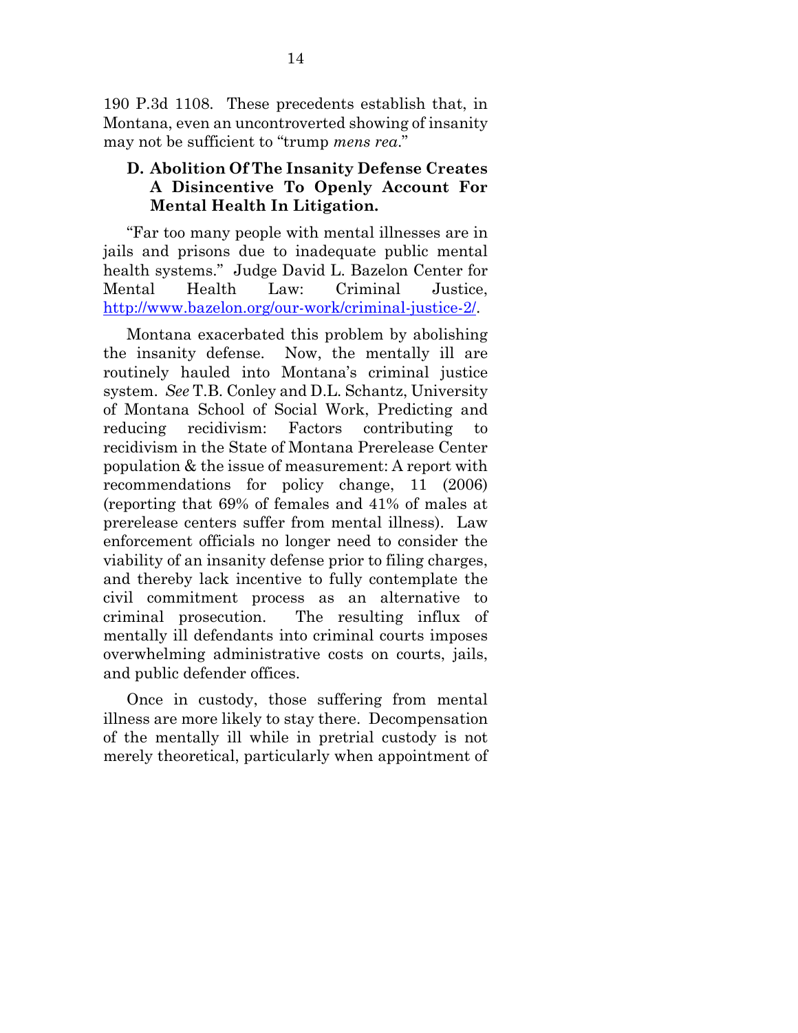190 P.3d 1108. These precedents establish that, in Montana, even an uncontroverted showing of insanity may not be sufficient to "trump *mens rea*."

### D. Abolition Of The Insanity Defense Creates A Disincentive To Openly Account For Mental Health In Litigation.

"Far too many people with mental illnesses are in jails and prisons due to inadequate public mental health systems." Judge David L. Bazelon Center for Mental Health Law: Criminal Justice, http://www.bazelon.org/our-work/criminal-justice-2/.

Montana exacerbated this problem by abolishing the insanity defense. Now, the mentally ill are routinely hauled into Montana's criminal justice system. *See* T.B. Conley and D.L. Schantz, University of Montana School of Social Work, Predicting and reducing recidivism: Factors contributing to recidivism in the State of Montana Prerelease Center population & the issue of measurement: A report with recommendations for policy change, 11 (2006) (reporting that 69% of females and 41% of males at prerelease centers suffer from mental illness). Law enforcement officials no longer need to consider the viability of an insanity defense prior to filing charges, and thereby lack incentive to fully contemplate the civil commitment process as an alternative to criminal prosecution. The resulting influx of mentally ill defendants into criminal courts imposes overwhelming administrative costs on courts, jails, and public defender offices.

Once in custody, those suffering from mental illness are more likely to stay there. Decompensation of the mentally ill while in pretrial custody is not merely theoretical, particularly when appointment of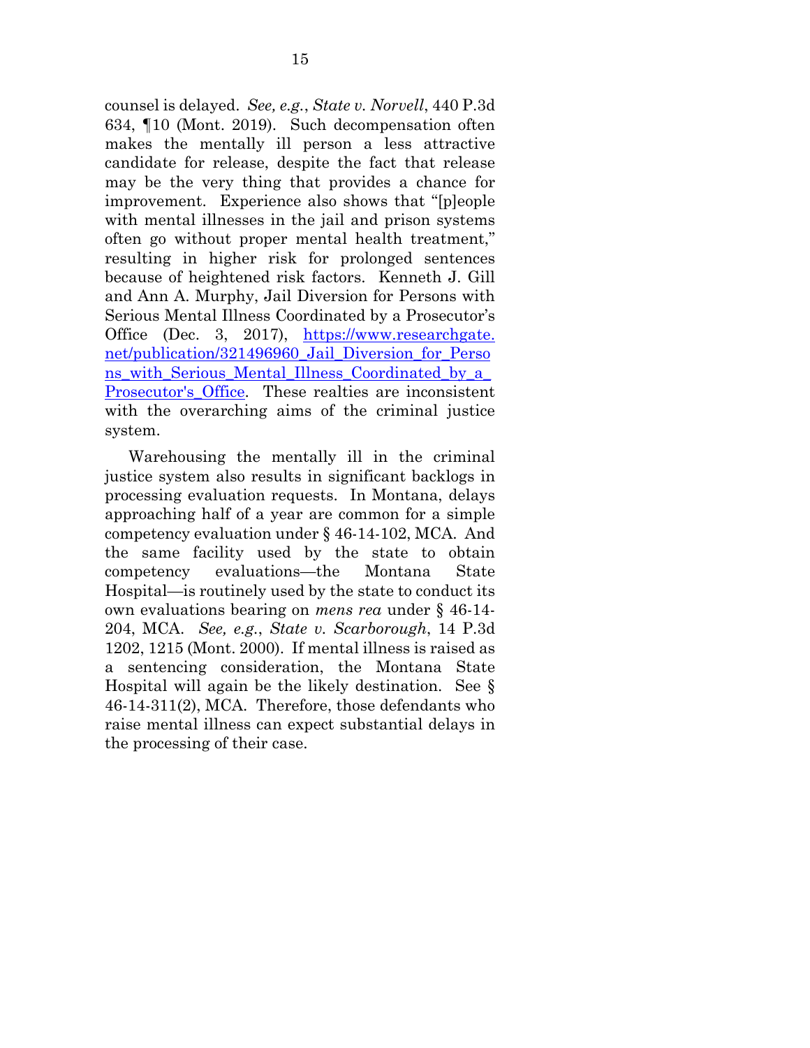counsel is delayed. *See, e.g.*, *State v. Norvell*, 440 P.3d 634, ¶10 (Mont. 2019). Such decompensation often makes the mentally ill person a less attractive candidate for release, despite the fact that release may be the very thing that provides a chance for improvement. Experience also shows that "[p]eople with mental illnesses in the jail and prison systems often go without proper mental health treatment," resulting in higher risk for prolonged sentences because of heightened risk factors. Kenneth J. Gill and Ann A. Murphy, Jail Diversion for Persons with Serious Mental Illness Coordinated by a Prosecutor's Office (Dec. 3, 2017), [https://www.researchgate.net/publication/321496960_Jail_Diversion_for_Persons_with_Serious_Mental_Illness_Coordinated_by_a_Prosecutor's_Office](https://www.researchgate.net/publication/321496960_Jail_Diversion_for_Persons_with_Serious_Mental_Illness_Coordinated_by_a_Prosecutor's_Office). These realties are inconsistent with the overarching aims of the criminal justice system.

Warehousing the mentally ill in the criminal justice system also results in significant backlogs in processing evaluation requests. In Montana, delays approaching half of a year are common for a simple competency evaluation under § 46-14-102, MCA. And the same facility used by the state to obtain competency evaluations—the Montana State Hospital—is routinely used by the state to conduct its own evaluations bearing on *mens rea* under § 46-14-204, MCA. *See, e.g.*, *State v. Scarborough*, 14 P.3d 1202, 1215 (Mont. 2000). If mental illness is raised as a sentencing consideration, the Montana State Hospital will again be the likely destination. See § 46-14-311(2), MCA. Therefore, those defendants who raise mental illness can expect substantial delays in the processing of their case.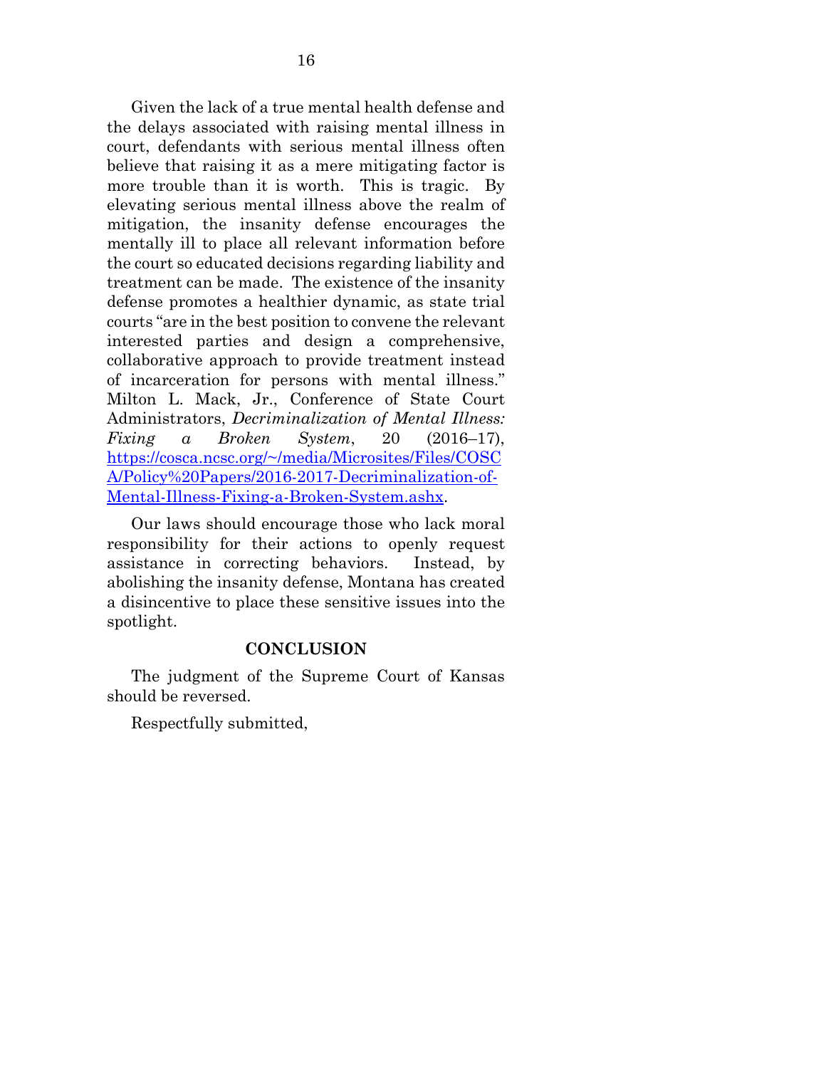Given the lack of a true mental health defense and the delays associated with raising mental illness in court, defendants with serious mental illness often believe that raising it as a mere mitigating factor is more trouble than it is worth. This is tragic. By elevating serious mental illness above the realm of mitigation, the insanity defense encourages the mentally ill to place all relevant information before the court so educated decisions regarding liability and treatment can be made. The existence of the insanity defense promotes a healthier dynamic, as state trial courts "are in the best position to convene the relevant interested parties and design a comprehensive, collaborative approach to provide treatment instead of incarceration for persons with mental illness." Milton L. Mack, Jr., Conference of State Court Administrators, *Decriminalization of Mental Illness: Fixing a Broken System*, 20 (2016–17), https://cosca.ncsc.org/~/media/Microsites/Files/COSCA/Policy%20Papers/2016-2017-Decriminalization-of-Mental-Illness-Fixing-a-Broken-System.ashx.

Our laws should encourage those who lack moral responsibility for their actions to openly request assistance in correcting behaviors. Instead, by abolishing the insanity defense, Montana has created a disincentive to place these sensitive issues into the spotlight.

## CONCLUSION

The judgment of the Supreme Court of Kansas should be reversed.

Respectfully submitted,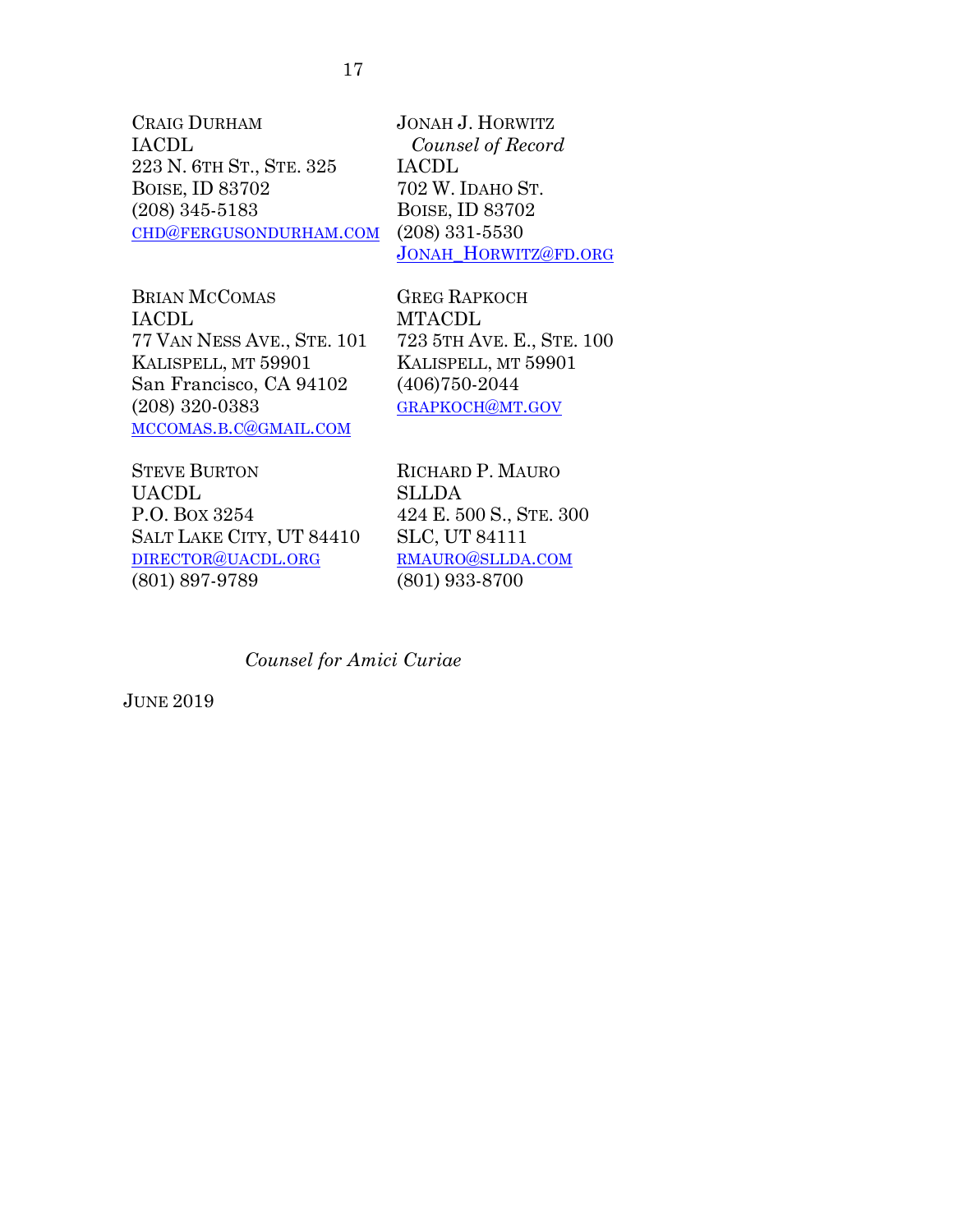CRAIG DURHAM
IACDL
223 N. 6TH ST., STE. 325
BOISE, ID 83702
(208) 345-5183
CHD@FERGUSONDURHAM.COM

JONAH J. HORWITZ
*Counsel of Record*
IACDL
702 W. IDAHO ST.
BOISE, ID 83702
(208) 331-5530
JONAH_HORWITZ@FD.ORG

BRIAN MCCOMAS
IACDL
77 VAN NESS AVE., STE. 101
KALISPELL, MT 59901
San Francisco, CA 94102
(208) 320-0383
MCCOMAS.B.C@GMAIL.COM

GREG RAPKOCH
MTACDL
723 5TH AVE. E., STE. 100
KALISPELL, MT 59901
(406)750-2044
GRAPKOCH@MT.GOV

STEVE BURTON
UACDL
P.O. BOX 3254
SALT LAKE CITY, UT 84410
DIRECTOR@UACDL.ORG
(801) 897-9789

RICHARD P. MAURO
SLLDA
424 E. 500 S., STE. 300
SLC, UT 84111
RMAURO@SLLDA.COM
(801) 933-8700

*Counsel for Amici Curiae*

JUNE 2019